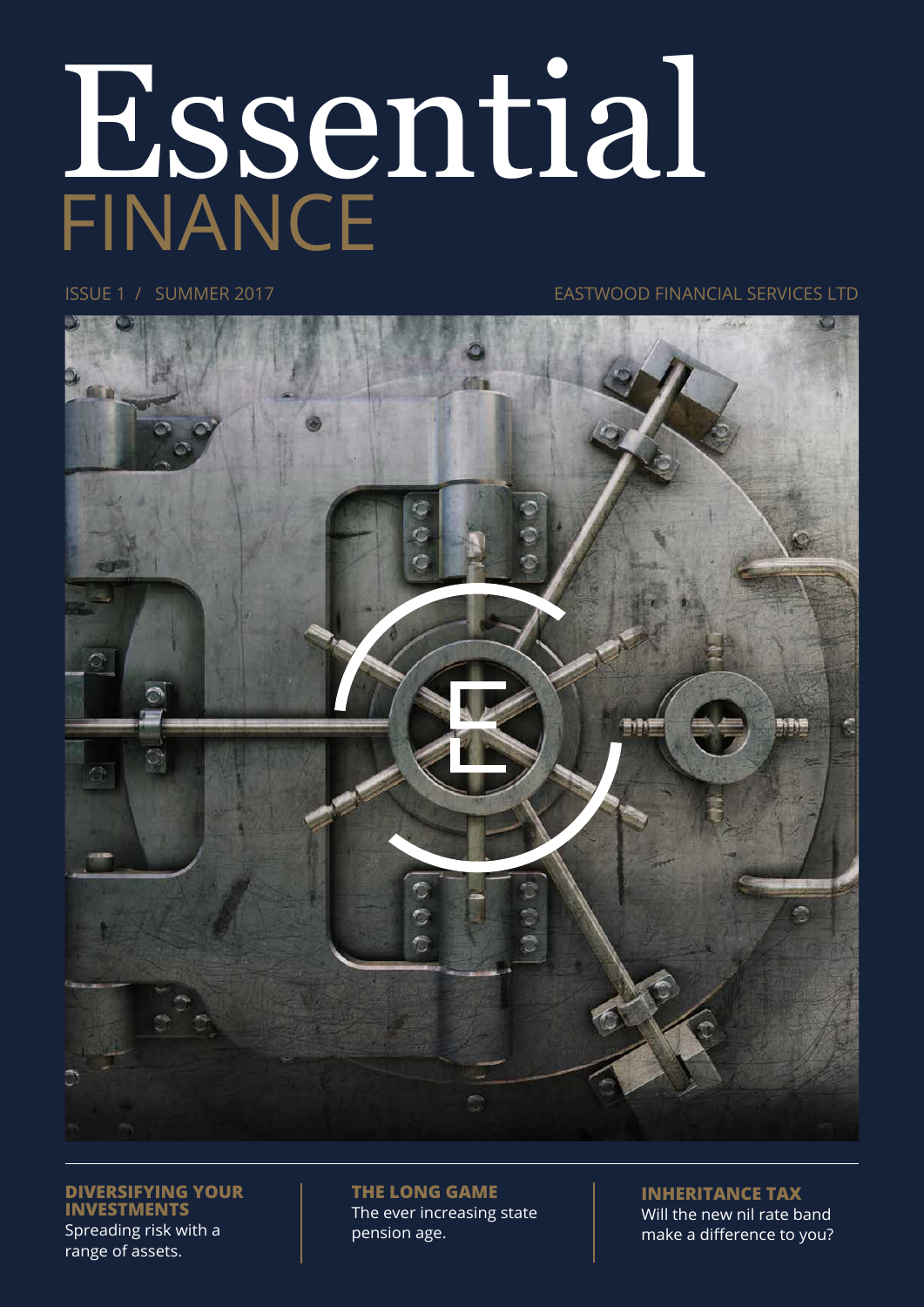# Essential FINANCE

ISSUE 1 / SUMMER 2017

EASTWOOD FINANCIAL SERVICES LTD

**DIVERSIFYING YOUR INVESTMENTS**
Spreading risk with a range of assets.

**THE LONG GAME**
The ever increasing state pension age.

**INHERITANCE TAX**
Will the new nil rate band make a difference to you?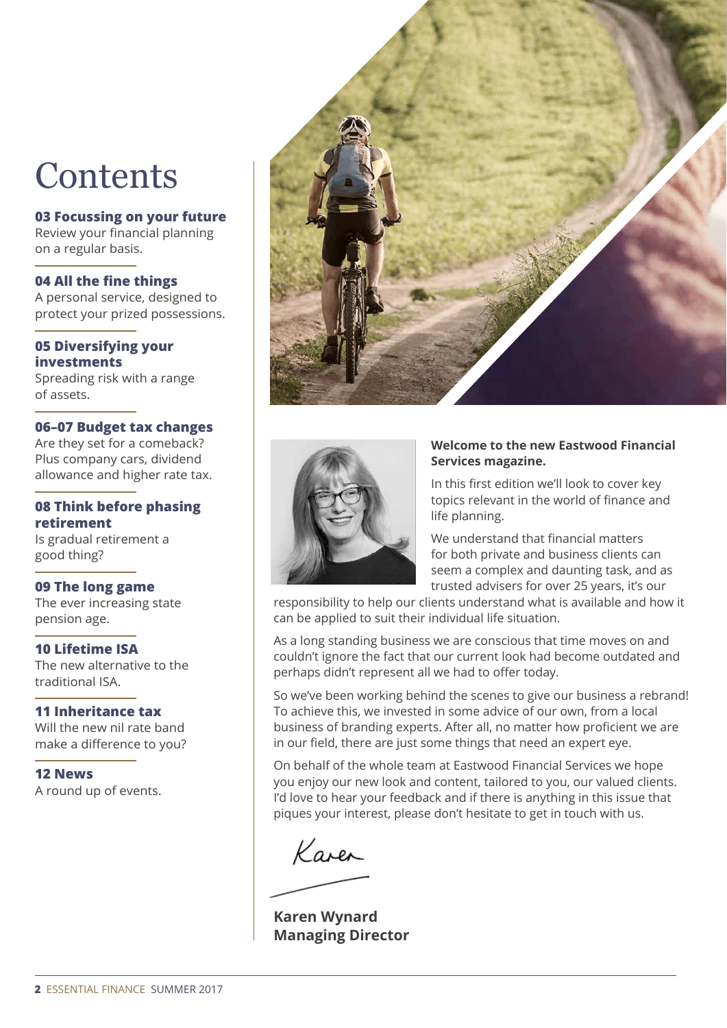# Contents

**03 Focussing on your future**
Review your financial planning on a regular basis.

**04 All the fine things**
A personal service, designed to protect your prized possessions.

**05 Diversifying your investments**
Spreading risk with a range of assets.

**06–07 Budget tax changes**
Are they set for a comeback? Plus company cars, dividend allowance and higher rate tax.

**08 Think before phasing retirement**
Is gradual retirement a good thing?

**09 The long game**
The ever increasing state pension age.

**10 Lifetime ISA**
The new alternative to the traditional ISA.

**11 Inheritance tax**
Will the new nil rate band make a difference to you?

**12 News**
A round up of events.

**Welcome to the new Eastwood Financial Services magazine.**

In this first edition we'll look to cover key topics relevant in the world of finance and life planning.

We understand that financial matters for both private and business clients can seem a complex and daunting task, and as trusted advisers for over 25 years, it's our responsibility to help our clients understand what is available and how it can be applied to suit their individual life situation.

As a long standing business we are conscious that time moves on and couldn't ignore the fact that our current look had become outdated and perhaps didn't represent all we had to offer today.

So we've been working behind the scenes to give our business a rebrand! To achieve this, we invested in some advice of our own, from a local business of branding experts. After all, no matter how proficient we are in our field, there are just some things that need an expert eye.

On behalf of the whole team at Eastwood Financial Services we hope you enjoy our new look and content, tailored to you, our valued clients. I'd love to hear your feedback and if there is anything in this issue that piques your interest, please don't hesitate to get in touch with us.

Karen

**Karen Wynard**
**Managing Director**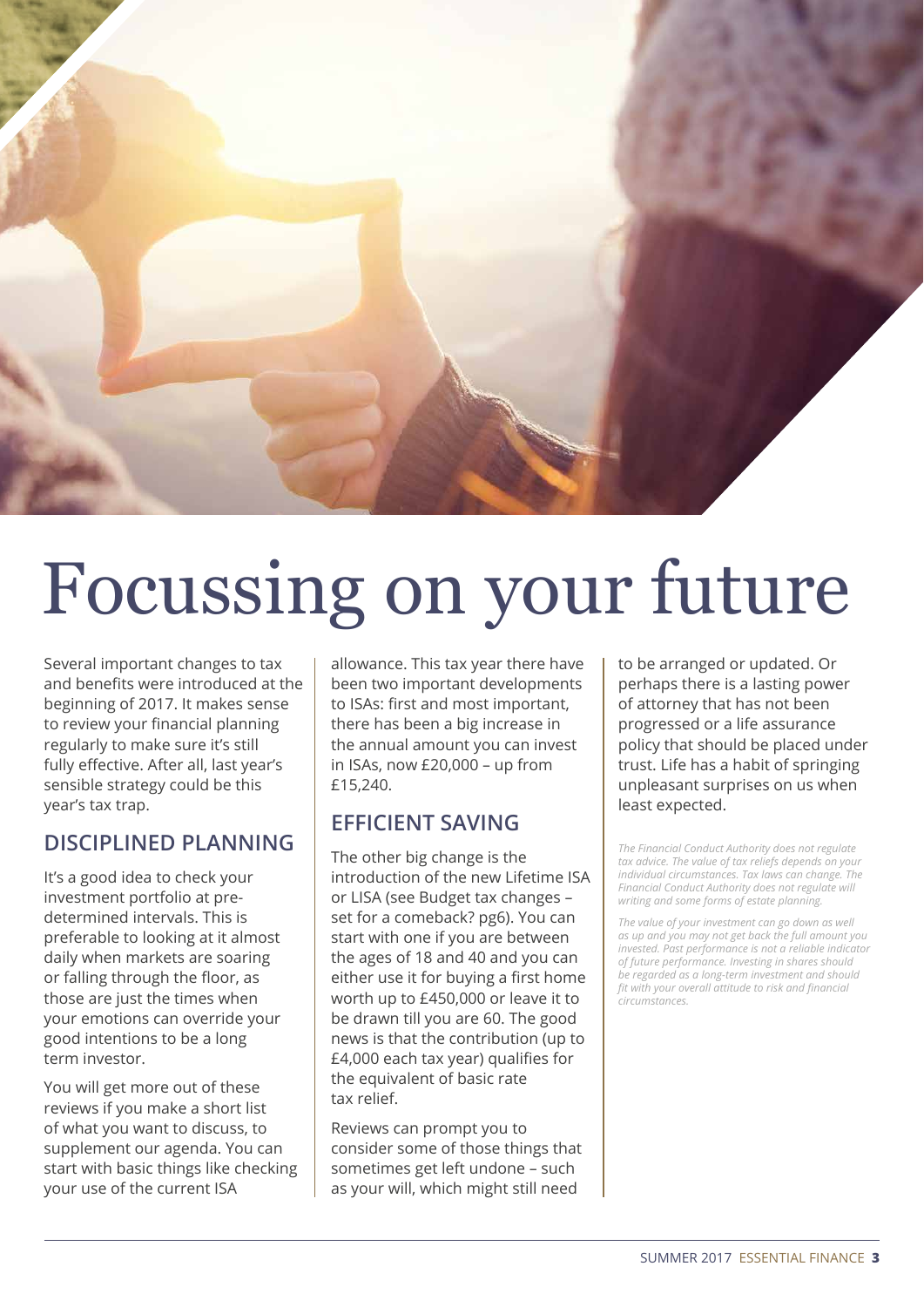# Focussing on your future

Several important changes to tax and benefits were introduced at the beginning of 2017. It makes sense to review your financial planning regularly to make sure it's still fully effective. After all, last year's sensible strategy could be this year's tax trap.

## DISCIPLINED PLANNING

It's a good idea to check your investment portfolio at pre-determined intervals. This is preferable to looking at it almost daily when markets are soaring or falling through the floor, as those are just the times when your emotions can override your good intentions to be a long term investor.

You will get more out of these reviews if you make a short list of what you want to discuss, to supplement our agenda. You can start with basic things like checking your use of the current ISA allowance. This tax year there have been two important developments to ISAs: first and most important, there has been a big increase in the annual amount you can invest in ISAs, now £20,000 – up from £15,240.

## EFFICIENT SAVING

The other big change is the introduction of the new Lifetime ISA or LISA (see Budget tax changes – set for a comeback? pg6). You can start with one if you are between the ages of 18 and 40 and you can either use it for buying a first home worth up to £450,000 or leave it to be drawn till you are 60. The good news is that the contribution (up to £4,000 each tax year) qualifies for the equivalent of basic rate tax relief.

Reviews can prompt you to consider some of those things that sometimes get left undone – such as your will, which might still need to be arranged or updated. Or perhaps there is a lasting power of attorney that has not been progressed or a life assurance policy that should be placed under trust. Life has a habit of springing unpleasant surprises on us when least expected.

*The Financial Conduct Authority does not regulate tax advice. The value of tax reliefs depends on your individual circumstances. Tax laws can change. The Financial Conduct Authority does not regulate will writing and some forms of estate planning.*

*The value of your investment can go down as well as up and you may not get back the full amount you invested. Past performance is not a reliable indicator of future performance. Investing in shares should be regarded as a long-term investment and should fit with your overall attitude to risk and financial circumstances.*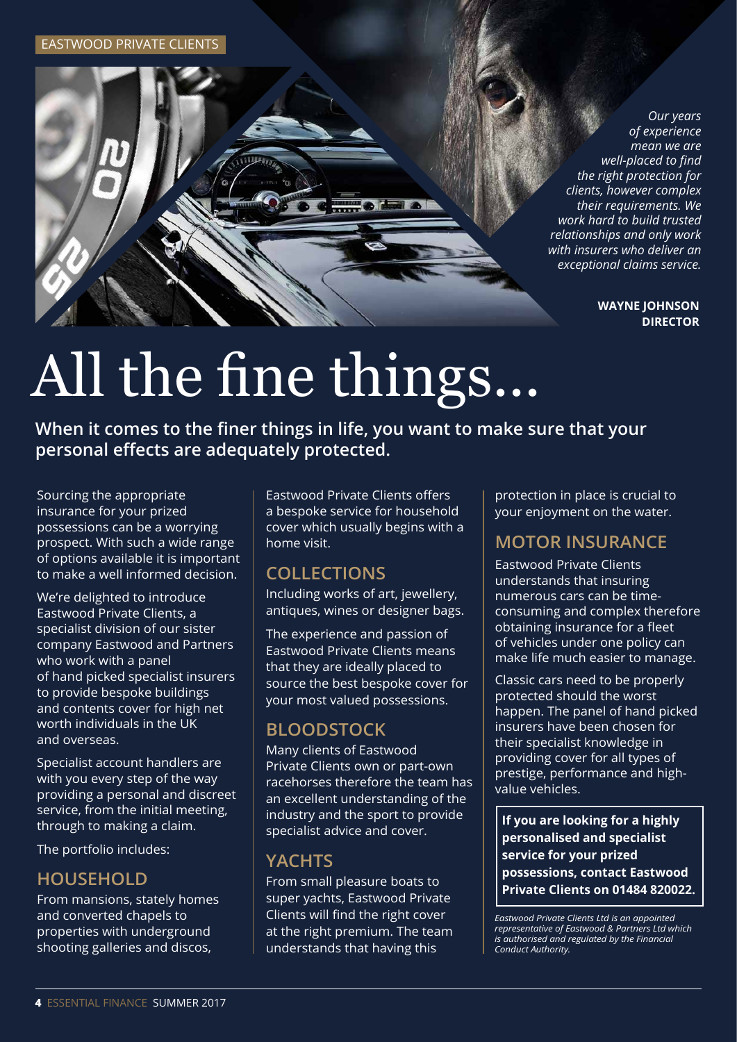*Our years of experience mean we are well-placed to find the right protection for clients, however complex their requirements. We work hard to build trusted relationships and only work with insurers who deliver an exceptional claims service.*

**WAYNE JOHNSON**
**DIRECTOR**

# All the fine things...

**When it comes to the finer things in life, you want to make sure that your personal effects are adequately protected.**

Sourcing the appropriate insurance for your prized possessions can be a worrying prospect. With such a wide range of options available it is important to make a well informed decision.

We're delighted to introduce Eastwood Private Clients, a specialist division of our sister company Eastwood and Partners who work with a panel of hand picked specialist insurers to provide bespoke buildings and contents cover for high net worth individuals in the UK and overseas.

Specialist account handlers are with you every step of the way providing a personal and discreet service, from the initial meeting, through to making a claim.

The portfolio includes:

## HOUSEHOLD

From mansions, stately homes and converted chapels to properties with underground shooting galleries and discos, Eastwood Private Clients offers a bespoke service for household cover which usually begins with a home visit.

## COLLECTIONS

Including works of art, jewellery, antiques, wines or designer bags.

The experience and passion of Eastwood Private Clients means that they are ideally placed to source the best bespoke cover for your most valued possessions.

## BLOODSTOCK

Many clients of Eastwood Private Clients own or part-own racehorses therefore the team has an excellent understanding of the industry and the sport to provide specialist advice and cover.

## YACHTS

From small pleasure boats to super yachts, Eastwood Private Clients will find the right cover at the right premium. The team understands that having this protection in place is crucial to your enjoyment on the water.

## MOTOR INSURANCE

Eastwood Private Clients understands that insuring numerous cars can be time-consuming and complex therefore obtaining insurance for a fleet of vehicles under one policy can make life much easier to manage.

Classic cars need to be properly protected should the worst happen. The panel of hand picked insurers have been chosen for their specialist knowledge in providing cover for all types of prestige, performance and high-value vehicles.

**If you are looking for a highly personalised and specialist service for your prized possessions, contact Eastwood Private Clients on 01484 820022.**

*Eastwood Private Clients Ltd is an appointed representative of Eastwood & Partners Ltd which is authorised and regulated by the Financial Conduct Authority.*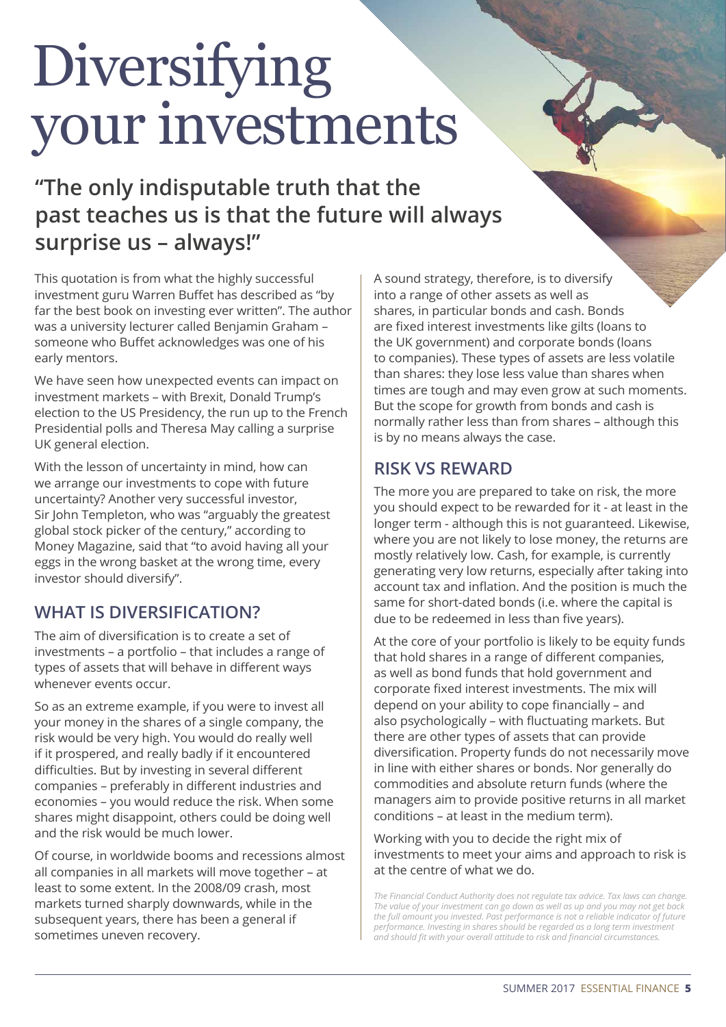# Diversifying your investments

## "The only indisputable truth that the past teaches us is that the future will always surprise us – always!"

This quotation is from what the highly successful investment guru Warren Buffet has described as "by far the best book on investing ever written". The author was a university lecturer called Benjamin Graham – someone who Buffet acknowledges was one of his early mentors.

We have seen how unexpected events can impact on investment markets – with Brexit, Donald Trump's election to the US Presidency, the run up to the French Presidential polls and Theresa May calling a surprise UK general election.

With the lesson of uncertainty in mind, how can we arrange our investments to cope with future uncertainty? Another very successful investor, Sir John Templeton, who was "arguably the greatest global stock picker of the century," according to Money Magazine, said that "to avoid having all your eggs in the wrong basket at the wrong time, every investor should diversify".

### WHAT IS DIVERSIFICATION?

The aim of diversification is to create a set of investments – a portfolio – that includes a range of types of assets that will behave in different ways whenever events occur.

So as an extreme example, if you were to invest all your money in the shares of a single company, the risk would be very high. You would do really well if it prospered, and really badly if it encountered difficulties. But by investing in several different companies – preferably in different industries and economies – you would reduce the risk. When some shares might disappoint, others could be doing well and the risk would be much lower.

Of course, in worldwide booms and recessions almost all companies in all markets will move together – at least to some extent. In the 2008/09 crash, most markets turned sharply downwards, while in the subsequent years, there has been a general if sometimes uneven recovery.

A sound strategy, therefore, is to diversify into a range of other assets as well as shares, in particular bonds and cash. Bonds are fixed interest investments like gilts (loans to the UK government) and corporate bonds (loans to companies). These types of assets are less volatile than shares: they lose less value than shares when times are tough and may even grow at such moments. But the scope for growth from bonds and cash is normally rather less than from shares – although this is by no means always the case.

### RISK VS REWARD

The more you are prepared to take on risk, the more you should expect to be rewarded for it - at least in the longer term - although this is not guaranteed. Likewise, where you are not likely to lose money, the returns are mostly relatively low. Cash, for example, is currently generating very low returns, especially after taking into account tax and inflation. And the position is much the same for short-dated bonds (i.e. where the capital is due to be redeemed in less than five years).

At the core of your portfolio is likely to be equity funds that hold shares in a range of different companies, as well as bond funds that hold government and corporate fixed interest investments. The mix will depend on your ability to cope financially – and also psychologically – with fluctuating markets. But there are other types of assets that can provide diversification. Property funds do not necessarily move in line with either shares or bonds. Nor generally do commodities and absolute return funds (where the managers aim to provide positive returns in all market conditions – at least in the medium term).

Working with you to decide the right mix of investments to meet your aims and approach to risk is at the centre of what we do.

*The Financial Conduct Authority does not regulate tax advice. Tax laws can change. The value of your investment can go down as well as up and you may not get back the full amount you invested. Past performance is not a reliable indicator of future performance. Investing in shares should be regarded as a long term investment and should fit with your overall attitude to risk and financial circumstances.*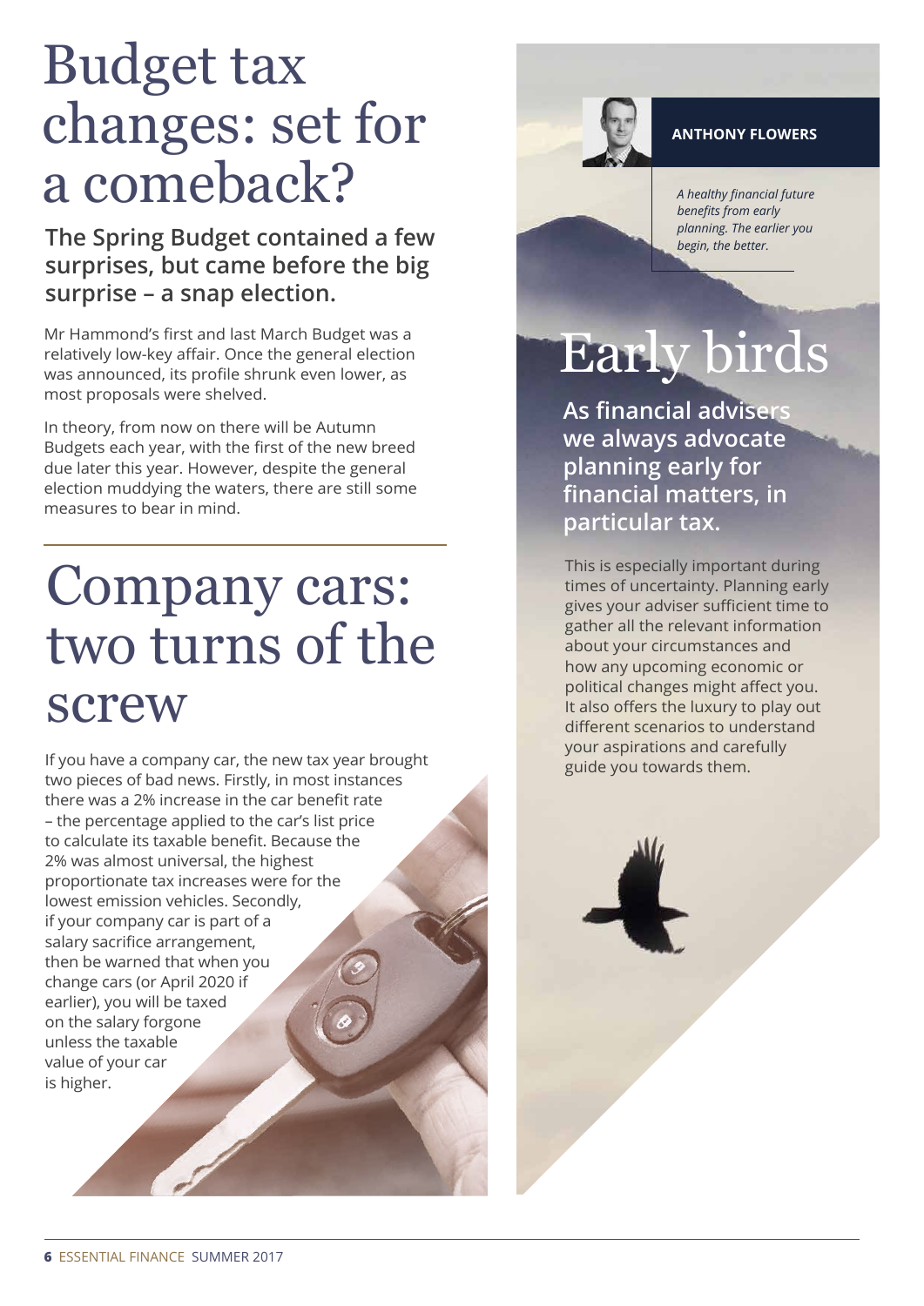# Budget tax changes: set for a comeback?

**The Spring Budget contained a few surprises, but came before the big surprise – a snap election.**

Mr Hammond's first and last March Budget was a relatively low-key affair. Once the general election was announced, its profile shrunk even lower, as most proposals were shelved.

In theory, from now on there will be Autumn Budgets each year, with the first of the new breed due later this year. However, despite the general election muddying the waters, there are still some measures to bear in mind.

# Company cars: two turns of the screw

If you have a company car, the new tax year brought two pieces of bad news. Firstly, in most instances there was a 2% increase in the car benefit rate – the percentage applied to the car's list price to calculate its taxable benefit. Because the 2% was almost universal, the highest proportionate tax increases were for the lowest emission vehicles. Secondly, if your company car is part of a salary sacrifice arrangement, then be warned that when you change cars (or April 2020 if earlier), you will be taxed on the salary forgone unless the taxable value of your car is higher.

**ANTHONY FLOWERS**

*A healthy financial future benefits from early planning. The earlier you begin, the better.*

# Early birds

**As financial advisers we always advocate planning early for financial matters, in particular tax.**

This is especially important during times of uncertainty. Planning early gives your adviser sufficient time to gather all the relevant information about your circumstances and how any upcoming economic or political changes might affect you. It also offers the luxury to play out different scenarios to understand your aspirations and carefully guide you towards them.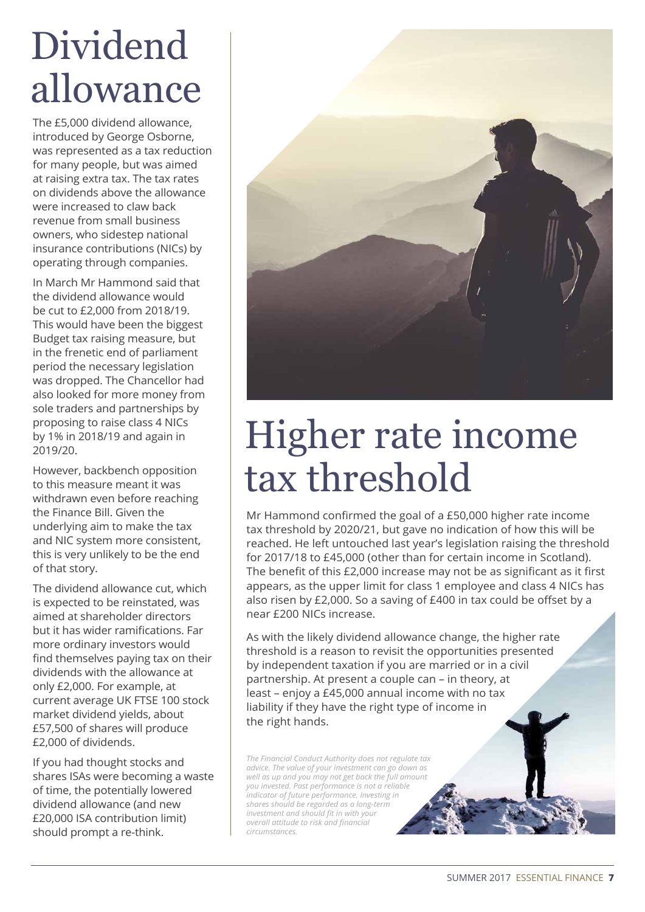# Dividend allowance

The £5,000 dividend allowance, introduced by George Osborne, was represented as a tax reduction for many people, but was aimed at raising extra tax. The tax rates on dividends above the allowance were increased to claw back revenue from small business owners, who sidestep national insurance contributions (NICs) by operating through companies.

In March Mr Hammond said that the dividend allowance would be cut to £2,000 from 2018/19. This would have been the biggest Budget tax raising measure, but in the frenetic end of parliament period the necessary legislation was dropped. The Chancellor had also looked for more money from sole traders and partnerships by proposing to raise class 4 NICs by 1% in 2018/19 and again in 2019/20.

However, backbench opposition to this measure meant it was withdrawn even before reaching the Finance Bill. Given the underlying aim to make the tax and NIC system more consistent, this is very unlikely to be the end of that story.

The dividend allowance cut, which is expected to be reinstated, was aimed at shareholder directors but it has wider ramifications. Far more ordinary investors would find themselves paying tax on their dividends with the allowance at only £2,000. For example, at current average UK FTSE 100 stock market dividend yields, about £57,500 of shares will produce £2,000 of dividends.

If you had thought stocks and shares ISAs were becoming a waste of time, the potentially lowered dividend allowance (and new £20,000 ISA contribution limit) should prompt a re-think.

# Higher rate income tax threshold

Mr Hammond confirmed the goal of a £50,000 higher rate income tax threshold by 2020/21, but gave no indication of how this will be reached. He left untouched last year's legislation raising the threshold for 2017/18 to £45,000 (other than for certain income in Scotland). The benefit of this £2,000 increase may not be as significant as it first appears, as the upper limit for class 1 employee and class 4 NICs has also risen by £2,000. So a saving of £400 in tax could be offset by a near £200 NICs increase.

As with the likely dividend allowance change, the higher rate threshold is a reason to revisit the opportunities presented by independent taxation if you are married or in a civil partnership. At present a couple can – in theory, at least – enjoy a £45,000 annual income with no tax liability if they have the right type of income in the right hands.

*The Financial Conduct Authority does not regulate tax advice. The value of your investment can go down as well as up and you may not get back the full amount you invested. Past performance is not a reliable indicator of future performance. Investing in shares should be regarded as a long-term investment and should fit in with your overall attitude to risk and financial circumstances.*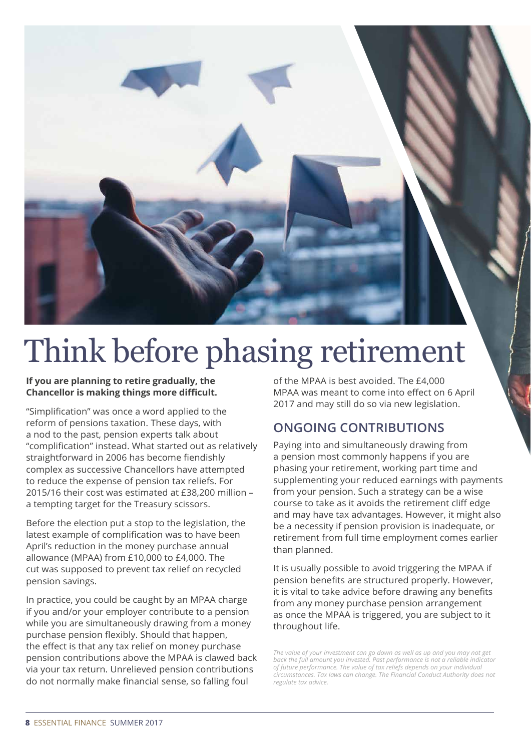# Think before phasing retirement

**If you are planning to retire gradually, the Chancellor is making things more difficult.**

"Simplification" was once a word applied to the reform of pensions taxation. These days, with a nod to the past, pension experts talk about "complification" instead. What started out as relatively straightforward in 2006 has become fiendishly complex as successive Chancellors have attempted to reduce the expense of pension tax reliefs. For 2015/16 their cost was estimated at £38,200 million – a tempting target for the Treasury scissors.

Before the election put a stop to the legislation, the latest example of complification was to have been April's reduction in the money purchase annual allowance (MPAA) from £10,000 to £4,000. The cut was supposed to prevent tax relief on recycled pension savings.

In practice, you could be caught by an MPAA charge if you and/or your employer contribute to a pension while you are simultaneously drawing from a money purchase pension flexibly. Should that happen, the effect is that any tax relief on money purchase pension contributions above the MPAA is clawed back via your tax return. Unrelieved pension contributions do not normally make financial sense, so falling foul of the MPAA is best avoided. The £4,000 MPAA was meant to come into effect on 6 April 2017 and may still do so via new legislation.

## ONGOING CONTRIBUTIONS

Paying into and simultaneously drawing from a pension most commonly happens if you are phasing your retirement, working part time and supplementing your reduced earnings with payments from your pension. Such a strategy can be a wise course to take as it avoids the retirement cliff edge and may have tax advantages. However, it might also be a necessity if pension provision is inadequate, or retirement from full time employment comes earlier than planned.

It is usually possible to avoid triggering the MPAA if pension benefits are structured properly. However, it is vital to take advice before drawing any benefits from any money purchase pension arrangement as once the MPAA is triggered, you are subject to it throughout life.

*The value of your investment can go down as well as up and you may not get back the full amount you invested. Past performance is not a reliable indicator of future performance. The value of tax reliefs depends on your individual circumstances. Tax laws can change. The Financial Conduct Authority does not regulate tax advice.*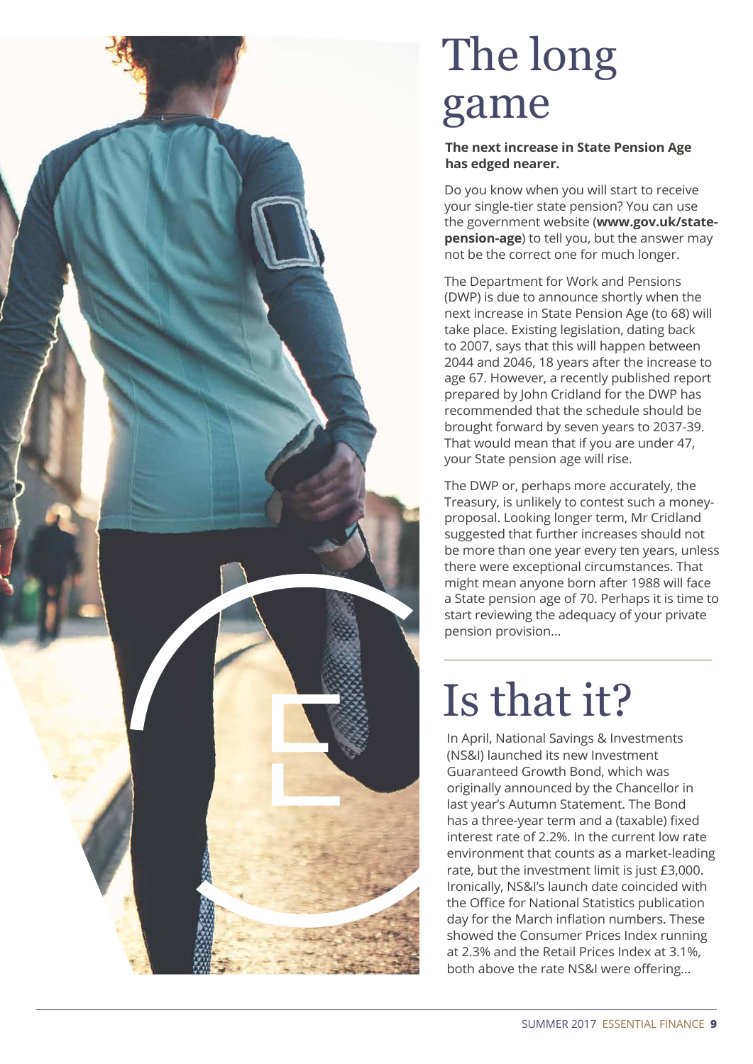# The long game

**The next increase in State Pension Age has edged nearer.**

Do you know when you will start to receive your single-tier state pension? You can use the government website (**www.gov.uk/state-pension-age**) to tell you, but the answer may not be the correct one for much longer.

The Department for Work and Pensions (DWP) is due to announce shortly when the next increase in State Pension Age (to 68) will take place. Existing legislation, dating back to 2007, says that this will happen between 2044 and 2046, 18 years after the increase to age 67. However, a recently published report prepared by John Cridland for the DWP has recommended that the schedule should be brought forward by seven years to 2037-39. That would mean that if you are under 47, your State pension age will rise.

The DWP or, perhaps more accurately, the Treasury, is unlikely to contest such a money-proposal. Looking longer term, Mr Cridland suggested that further increases should not be more than one year every ten years, unless there were exceptional circumstances. That might mean anyone born after 1988 will face a State pension age of 70. Perhaps it is time to start reviewing the adequacy of your private pension provision...

# Is that it?

In April, National Savings & Investments (NS&I) launched its new Investment Guaranteed Growth Bond, which was originally announced by the Chancellor in last year's Autumn Statement. The Bond has a three-year term and a (taxable) fixed interest rate of 2.2%. In the current low rate environment that counts as a market-leading rate, but the investment limit is just £3,000. Ironically, NS&I's launch date coincided with the Office for National Statistics publication day for the March inflation numbers. These showed the Consumer Prices Index running at 2.3% and the Retail Prices Index at 3.1%, both above the rate NS&I were offering...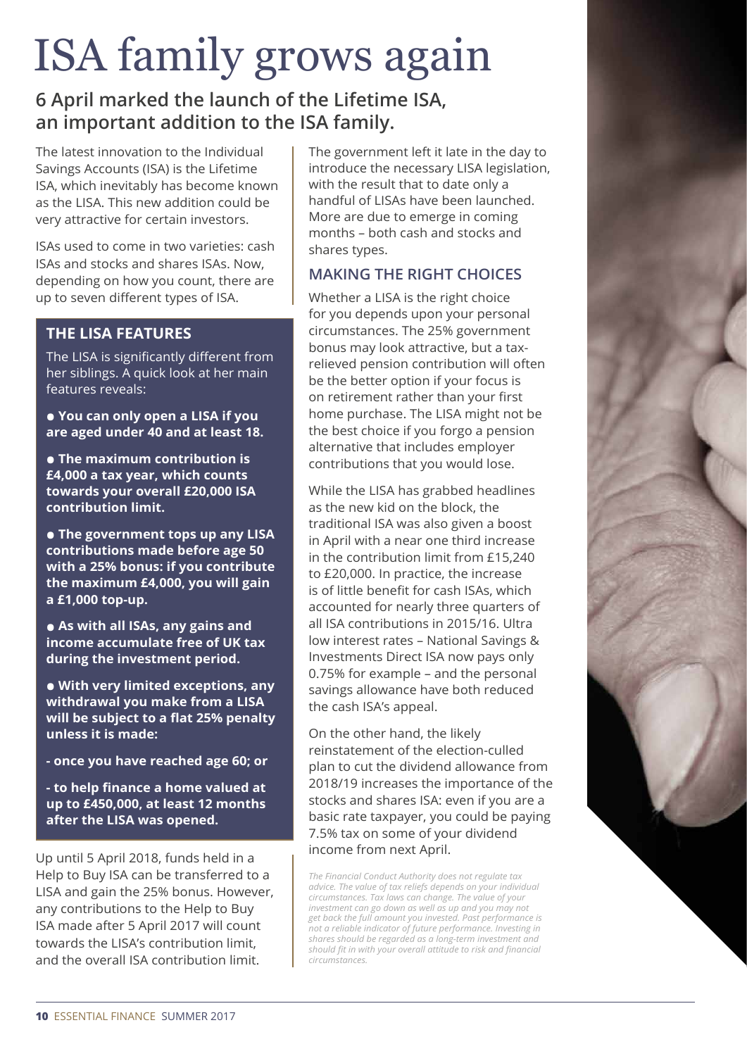# ISA family grows again

## 6 April marked the launch of the Lifetime ISA, an important addition to the ISA family.

The latest innovation to the Individual Savings Accounts (ISA) is the Lifetime ISA, which inevitably has become known as the LISA. This new addition could be very attractive for certain investors.

ISAs used to come in two varieties: cash ISAs and stocks and shares ISAs. Now, depending on how you count, there are up to seven different types of ISA.

### THE LISA FEATURES

The LISA is significantly different from her siblings. A quick look at her main features reveals:

- **You can only open a LISA if you are aged under 40 and at least 18.**
- **The maximum contribution is £4,000 a tax year, which counts towards your overall £20,000 ISA contribution limit.**
- **The government tops up any LISA contributions made before age 50 with a 25% bonus: if you contribute the maximum £4,000, you will gain a £1,000 top-up.**
- **As with all ISAs, any gains and income accumulate free of UK tax during the investment period.**
- **With very limited exceptions, any withdrawal you make from a LISA will be subject to a flat 25% penalty unless it is made:**

**- once you have reached age 60; or**

**- to help finance a home valued at up to £450,000, at least 12 months after the LISA was opened.**

Up until 5 April 2018, funds held in a Help to Buy ISA can be transferred to a LISA and gain the 25% bonus. However, any contributions to the Help to Buy ISA made after 5 April 2017 will count towards the LISA's contribution limit, and the overall ISA contribution limit.

The government left it late in the day to introduce the necessary LISA legislation, with the result that to date only a handful of LISAs have been launched. More are due to emerge in coming months – both cash and stocks and shares types.

### MAKING THE RIGHT CHOICES

Whether a LISA is the right choice for you depends upon your personal circumstances. The 25% government bonus may look attractive, but a tax-relieved pension contribution will often be the better option if your focus is on retirement rather than your first home purchase. The LISA might not be the best choice if you forgo a pension alternative that includes employer contributions that you would lose.

While the LISA has grabbed headlines as the new kid on the block, the traditional ISA was also given a boost in April with a near one third increase in the contribution limit from £15,240 to £20,000. In practice, the increase is of little benefit for cash ISAs, which accounted for nearly three quarters of all ISA contributions in 2015/16. Ultra low interest rates – National Savings & Investments Direct ISA now pays only 0.75% for example – and the personal savings allowance have both reduced the cash ISA's appeal.

On the other hand, the likely reinstatement of the election-culled plan to cut the dividend allowance from 2018/19 increases the importance of the stocks and shares ISA: even if you are a basic rate taxpayer, you could be paying 7.5% tax on some of your dividend income from next April.

*The Financial Conduct Authority does not regulate tax advice. The value of tax reliefs depends on your individual circumstances. Tax laws can change. The value of your investment can go down as well as up and you may not get back the full amount you invested. Past performance is not a reliable indicator of future performance. Investing in shares should be regarded as a long-term investment and should fit in with your overall attitude to risk and financial circumstances.*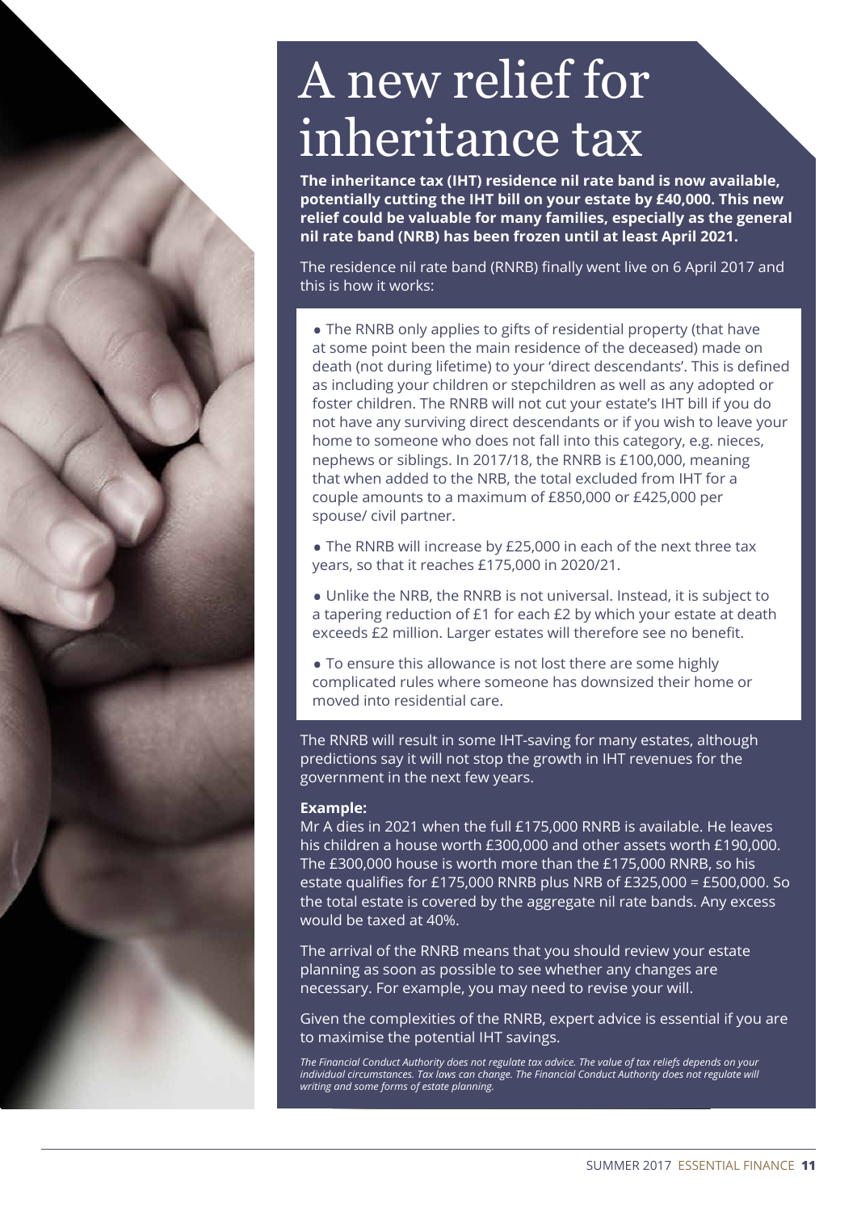# A new relief for inheritance tax

**The inheritance tax (IHT) residence nil rate band is now available, potentially cutting the IHT bill on your estate by £40,000. This new relief could be valuable for many families, especially as the general nil rate band (NRB) has been frozen until at least April 2021.**

The residence nil rate band (RNRB) finally went live on 6 April 2017 and this is how it works:

- The RNRB only applies to gifts of residential property (that have at some point been the main residence of the deceased) made on death (not during lifetime) to your 'direct descendants'. This is defined as including your children or stepchildren as well as any adopted or foster children. The RNRB will not cut your estate's IHT bill if you do not have any surviving direct descendants or if you wish to leave your home to someone who does not fall into this category, e.g. nieces, nephews or siblings. In 2017/18, the RNRB is £100,000, meaning that when added to the NRB, the total excluded from IHT for a couple amounts to a maximum of £850,000 or £425,000 per spouse/ civil partner.
- The RNRB will increase by £25,000 in each of the next three tax years, so that it reaches £175,000 in 2020/21.
- Unlike the NRB, the RNRB is not universal. Instead, it is subject to a tapering reduction of £1 for each £2 by which your estate at death exceeds £2 million. Larger estates will therefore see no benefit.
- To ensure this allowance is not lost there are some highly complicated rules where someone has downsized their home or moved into residential care.

The RNRB will result in some IHT-saving for many estates, although predictions say it will not stop the growth in IHT revenues for the government in the next few years.

**Example:**

Mr A dies in 2021 when the full £175,000 RNRB is available. He leaves his children a house worth £300,000 and other assets worth £190,000. The £300,000 house is worth more than the £175,000 RNRB, so his estate qualifies for £175,000 RNRB plus NRB of £325,000 = £500,000. So the total estate is covered by the aggregate nil rate bands. Any excess would be taxed at 40%.

The arrival of the RNRB means that you should review your estate planning as soon as possible to see whether any changes are necessary. For example, you may need to revise your will.

Given the complexities of the RNRB, expert advice is essential if you are to maximise the potential IHT savings.

*The Financial Conduct Authority does not regulate tax advice. The value of tax reliefs depends on your individual circumstances. Tax laws can change. The Financial Conduct Authority does not regulate will writing and some forms of estate planning.*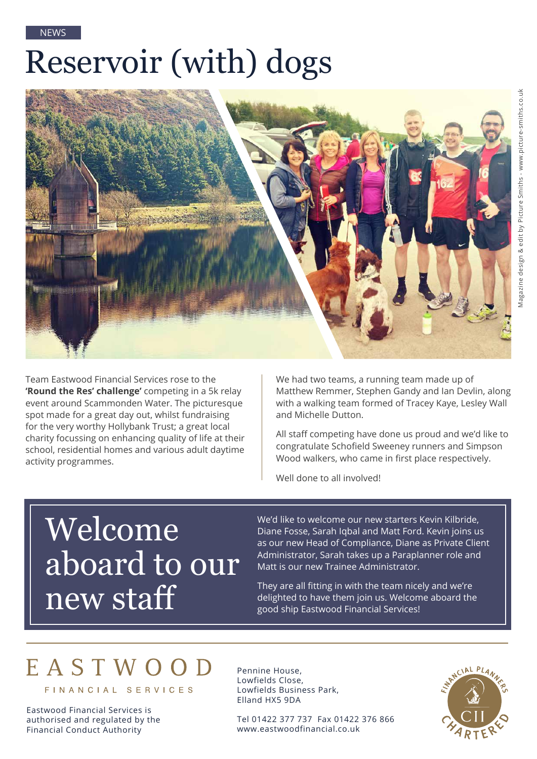NEWS

# Reservoir (with) dogs

Team Eastwood Financial Services rose to the **'Round the Res' challenge** competing in a 5k relay event around Scammonden Water. The picturesque spot made for a great day out, whilst fundraising for the very worthy Hollybank Trust; a great local charity focussing on enhancing quality of life at their school, residential homes and various adult daytime activity programmes.

We had two teams, a running team made up of Matthew Remmer, Stephen Gandy and Ian Devlin, along with a walking team formed of Tracey Kaye, Lesley Wall and Michelle Dutton.

All staff competing have done us proud and we'd like to congratulate Schofield Sweeney runners and Simpson Wood walkers, who came in first place respectively.

Well done to all involved!

# Welcome aboard to our new staff

We'd like to welcome our new starters Kevin Kilbride, Diane Fosse, Sarah Iqbal and Matt Ford. Kevin joins us as our new Head of Compliance, Diane as Private Client Administrator, Sarah takes up a Paraplanner role and Matt is our new Trainee Administrator.

They are all fitting in with the team nicely and we're delighted to have them join us. Welcome aboard the good ship Eastwood Financial Services!

EASTWOOD

FINANCIAL SERVICES

Eastwood Financial Services is authorised and regulated by the Financial Conduct Authority

Pennine House,
Lowfields Close,
Lowfields Business Park,
Elland HX5 9DA

Tel 01422 377 737 Fax 01422 376 866
www.eastwoodfinancial.co.uk

FINANCIAL PLANNERS CII CHARTERED

Magazine design & edit by Picture Smiths - www.picture-smiths.co.uk